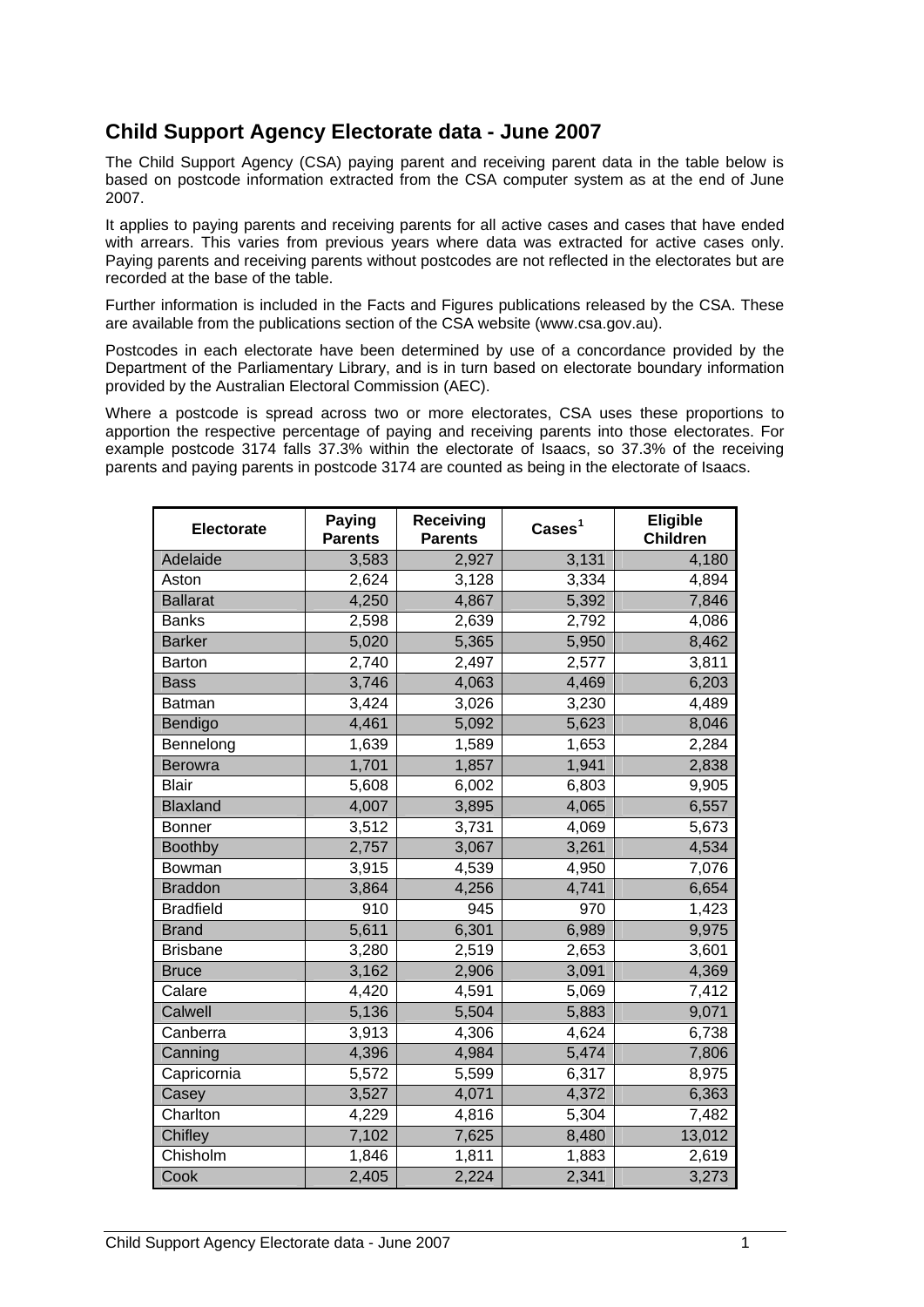# Child Support Agency Electorate data - June 2007

The Child Support Agency (CSA) paying parent and receiving parent data in the table below is based on postcode information extracted from the CSA computer system as at the end of June 2007.

It applies to paying parents and receiving parents for all active cases and cases that have ended with arrears. This varies from previous years where data was extracted for active cases only. Paying parents and receiving parents without postcodes are not reflected in the electorates but are recorded at the base of the table.

Further information is included in the Facts and Figures publications released by the CSA. These are available from the publications section of the CSA website (www.csa.gov.au).

Postcodes in each electorate have been determined by use of a concordance provided by the Department of the Parliamentary Library, and is in turn based on electorate boundary information provided by the Australian Electoral Commission (AEC).

Where a postcode is spread across two or more electorates, CSA uses these proportions to apportion the respective percentage of paying and receiving parents into those electorates. For example postcode 3174 falls 37.3% within the electorate of Isaacs, so 37.3% of the receiving parents and paying parents in postcode 3174 are counted as being in the electorate of Isaacs.

| Electorate | Paying Parents | Receiving Parents | Cases[1] | Eligible Children |
|---|---|---|---|---|
| Adelaide | 3,583 | 2,927 | 3,131 | 4,180 |
| Aston | 2,624 | 3,128 | 3,334 | 4,894 |
| Ballarat | 4,250 | 4,867 | 5,392 | 7,846 |
| Banks | 2,598 | 2,639 | 2,792 | 4,086 |
| Barker | 5,020 | 5,365 | 5,950 | 8,462 |
| Barton | 2,740 | 2,497 | 2,577 | 3,811 |
| Bass | 3,746 | 4,063 | 4,469 | 6,203 |
| Batman | 3,424 | 3,026 | 3,230 | 4,489 |
| Bendigo | 4,461 | 5,092 | 5,623 | 8,046 |
| Bennelong | 1,639 | 1,589 | 1,653 | 2,284 |
| Berowra | 1,701 | 1,857 | 1,941 | 2,838 |
| Blair | 5,608 | 6,002 | 6,803 | 9,905 |
| Blaxland | 4,007 | 3,895 | 4,065 | 6,557 |
| Bonner | 3,512 | 3,731 | 4,069 | 5,673 |
| Boothby | 2,757 | 3,067 | 3,261 | 4,534 |
| Bowman | 3,915 | 4,539 | 4,950 | 7,076 |
| Braddon | 3,864 | 4,256 | 4,741 | 6,654 |
| Bradfield | 910 | 945 | 970 | 1,423 |
| Brand | 5,611 | 6,301 | 6,989 | 9,975 |
| Brisbane | 3,280 | 2,519 | 2,653 | 3,601 |
| Bruce | 3,162 | 2,906 | 3,091 | 4,369 |
| Calare | 4,420 | 4,591 | 5,069 | 7,412 |
| Calwell | 5,136 | 5,504 | 5,883 | 9,071 |
| Canberra | 3,913 | 4,306 | 4,624 | 6,738 |
| Canning | 4,396 | 4,984 | 5,474 | 7,806 |
| Capricornia | 5,572 | 5,599 | 6,317 | 8,975 |
| Casey | 3,527 | 4,071 | 4,372 | 6,363 |
| Charlton | 4,229 | 4,816 | 5,304 | 7,482 |
| Chifley | 7,102 | 7,625 | 8,480 | 13,012 |
| Chisholm | 1,846 | 1,811 | 1,883 | 2,619 |
| Cook | 2,405 | 2,224 | 2,341 | 3,273 |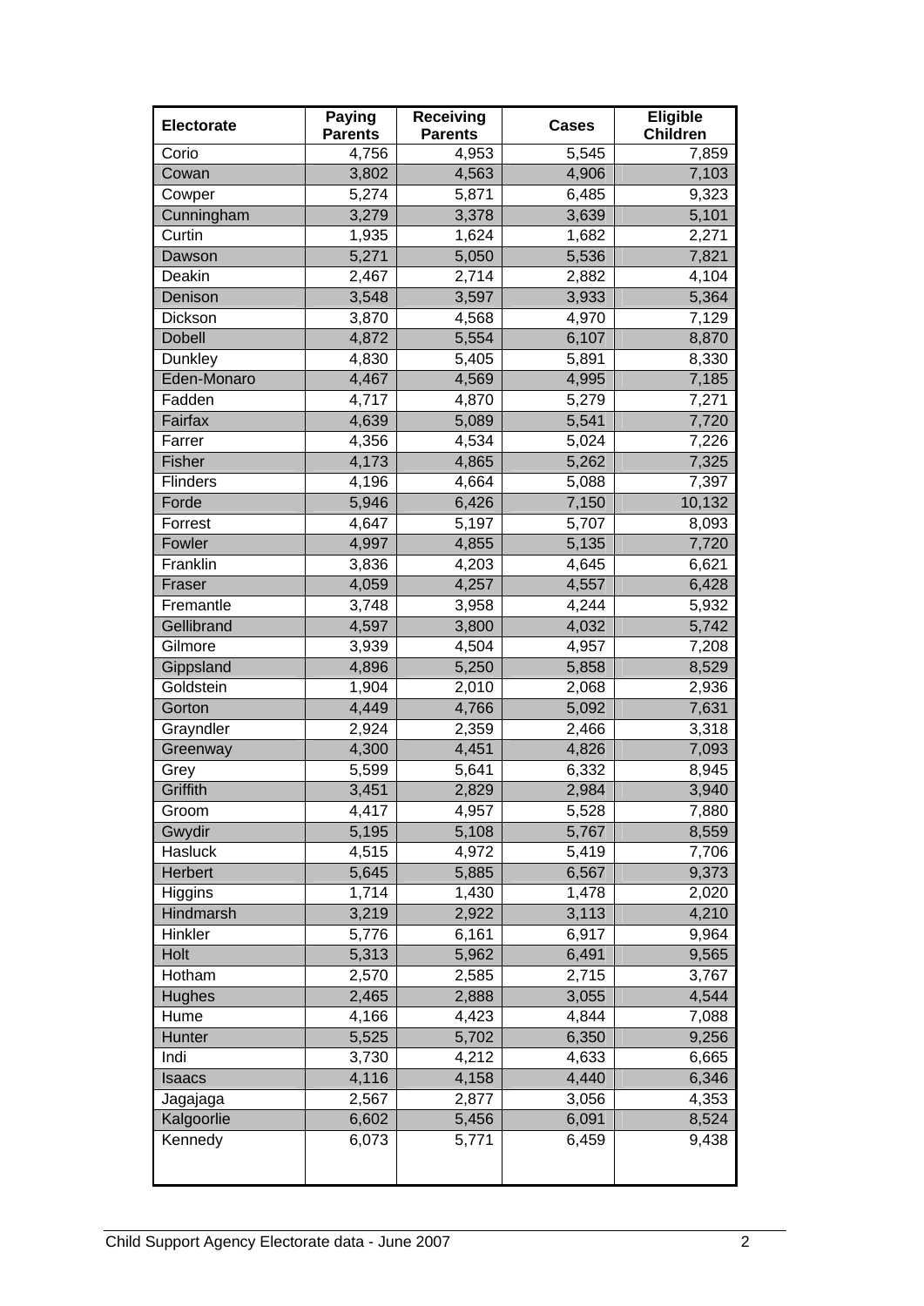| Electorate | Paying Parents | Receiving Parents | Cases | Eligible Children |
|---|---|---|---|---|
| Corio | 4,756 | 4,953 | 5,545 | 7,859 |
| Cowan | 3,802 | 4,563 | 4,906 | 7,103 |
| Cowper | 5,274 | 5,871 | 6,485 | 9,323 |
| Cunningham | 3,279 | 3,378 | 3,639 | 5,101 |
| Curtin | 1,935 | 1,624 | 1,682 | 2,271 |
| Dawson | 5,271 | 5,050 | 5,536 | 7,821 |
| Deakin | 2,467 | 2,714 | 2,882 | 4,104 |
| Denison | 3,548 | 3,597 | 3,933 | 5,364 |
| Dickson | 3,870 | 4,568 | 4,970 | 7,129 |
| Dobell | 4,872 | 5,554 | 6,107 | 8,870 |
| Dunkley | 4,830 | 5,405 | 5,891 | 8,330 |
| Eden-Monaro | 4,467 | 4,569 | 4,995 | 7,185 |
| Fadden | 4,717 | 4,870 | 5,279 | 7,271 |
| Fairfax | 4,639 | 5,089 | 5,541 | 7,720 |
| Farrer | 4,356 | 4,534 | 5,024 | 7,226 |
| Fisher | 4,173 | 4,865 | 5,262 | 7,325 |
| Flinders | 4,196 | 4,664 | 5,088 | 7,397 |
| Forde | 5,946 | 6,426 | 7,150 | 10,132 |
| Forrest | 4,647 | 5,197 | 5,707 | 8,093 |
| Fowler | 4,997 | 4,855 | 5,135 | 7,720 |
| Franklin | 3,836 | 4,203 | 4,645 | 6,621 |
| Fraser | 4,059 | 4,257 | 4,557 | 6,428 |
| Fremantle | 3,748 | 3,958 | 4,244 | 5,932 |
| Gellibrand | 4,597 | 3,800 | 4,032 | 5,742 |
| Gilmore | 3,939 | 4,504 | 4,957 | 7,208 |
| Gippsland | 4,896 | 5,250 | 5,858 | 8,529 |
| Goldstein | 1,904 | 2,010 | 2,068 | 2,936 |
| Gorton | 4,449 | 4,766 | 5,092 | 7,631 |
| Grayndler | 2,924 | 2,359 | 2,466 | 3,318 |
| Greenway | 4,300 | 4,451 | 4,826 | 7,093 |
| Grey | 5,599 | 5,641 | 6,332 | 8,945 |
| Griffith | 3,451 | 2,829 | 2,984 | 3,940 |
| Groom | 4,417 | 4,957 | 5,528 | 7,880 |
| Gwydir | 5,195 | 5,108 | 5,767 | 8,559 |
| Hasluck | 4,515 | 4,972 | 5,419 | 7,706 |
| Herbert | 5,645 | 5,885 | 6,567 | 9,373 |
| Higgins | 1,714 | 1,430 | 1,478 | 2,020 |
| Hindmarsh | 3,219 | 2,922 | 3,113 | 4,210 |
| Hinkler | 5,776 | 6,161 | 6,917 | 9,964 |
| Holt | 5,313 | 5,962 | 6,491 | 9,565 |
| Hotham | 2,570 | 2,585 | 2,715 | 3,767 |
| Hughes | 2,465 | 2,888 | 3,055 | 4,544 |
| Hume | 4,166 | 4,423 | 4,844 | 7,088 |
| Hunter | 5,525 | 5,702 | 6,350 | 9,256 |
| Indi | 3,730 | 4,212 | 4,633 | 6,665 |
| Isaacs | 4,116 | 4,158 | 4,440 | 6,346 |
| Jagajaga | 2,567 | 2,877 | 3,056 | 4,353 |
| Kalgoorlie | 6,602 | 5,456 | 6,091 | 8,524 |
| Kennedy | 6,073 | 5,771 | 6,459 | 9,438 |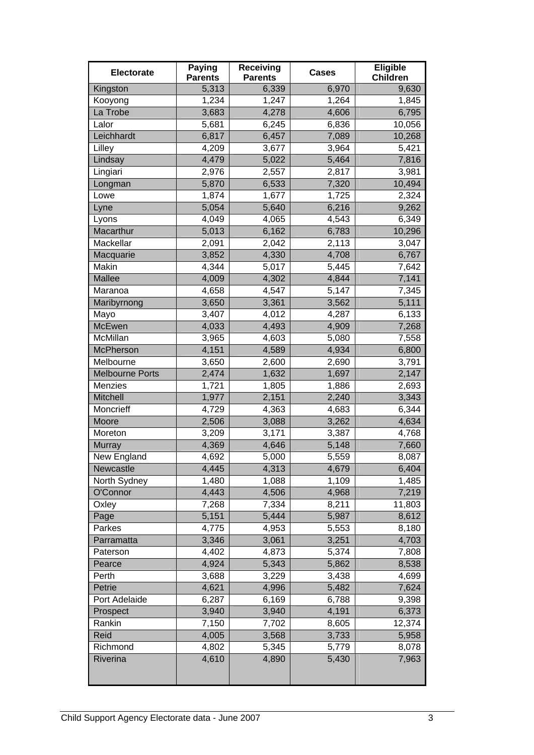| Electorate | Paying Parents | Receiving Parents | Cases | Eligible Children |
|---|---|---|---|---|
| Kingston | 5,313 | 6,339 | 6,970 | 9,630 |
| Kooyong | 1,234 | 1,247 | 1,264 | 1,845 |
| La Trobe | 3,683 | 4,278 | 4,606 | 6,795 |
| Lalor | 5,681 | 6,245 | 6,836 | 10,056 |
| Leichhardt | 6,817 | 6,457 | 7,089 | 10,268 |
| Lilley | 4,209 | 3,677 | 3,964 | 5,421 |
| Lindsay | 4,479 | 5,022 | 5,464 | 7,816 |
| Lingiari | 2,976 | 2,557 | 2,817 | 3,981 |
| Longman | 5,870 | 6,533 | 7,320 | 10,494 |
| Lowe | 1,874 | 1,677 | 1,725 | 2,324 |
| Lyne | 5,054 | 5,640 | 6,216 | 9,262 |
| Lyons | 4,049 | 4,065 | 4,543 | 6,349 |
| Macarthur | 5,013 | 6,162 | 6,783 | 10,296 |
| Mackellar | 2,091 | 2,042 | 2,113 | 3,047 |
| Macquarie | 3,852 | 4,330 | 4,708 | 6,767 |
| Makin | 4,344 | 5,017 | 5,445 | 7,642 |
| Mallee | 4,009 | 4,302 | 4,844 | 7,141 |
| Maranoa | 4,658 | 4,547 | 5,147 | 7,345 |
| Maribyrnong | 3,650 | 3,361 | 3,562 | 5,111 |
| Mayo | 3,407 | 4,012 | 4,287 | 6,133 |
| McEwen | 4,033 | 4,493 | 4,909 | 7,268 |
| McMillan | 3,965 | 4,603 | 5,080 | 7,558 |
| McPherson | 4,151 | 4,589 | 4,934 | 6,800 |
| Melbourne | 3,650 | 2,600 | 2,690 | 3,791 |
| Melbourne Ports | 2,474 | 1,632 | 1,697 | 2,147 |
| Menzies | 1,721 | 1,805 | 1,886 | 2,693 |
| Mitchell | 1,977 | 2,151 | 2,240 | 3,343 |
| Moncrieff | 4,729 | 4,363 | 4,683 | 6,344 |
| Moore | 2,506 | 3,088 | 3,262 | 4,634 |
| Moreton | 3,209 | 3,171 | 3,387 | 4,768 |
| Murray | 4,369 | 4,646 | 5,148 | 7,660 |
| New England | 4,692 | 5,000 | 5,559 | 8,087 |
| Newcastle | 4,445 | 4,313 | 4,679 | 6,404 |
| North Sydney | 1,480 | 1,088 | 1,109 | 1,485 |
| O'Connor | 4,443 | 4,506 | 4,968 | 7,219 |
| Oxley | 7,268 | 7,334 | 8,211 | 11,803 |
| Page | 5,151 | 5,444 | 5,987 | 8,612 |
| Parkes | 4,775 | 4,953 | 5,553 | 8,180 |
| Parramatta | 3,346 | 3,061 | 3,251 | 4,703 |
| Paterson | 4,402 | 4,873 | 5,374 | 7,808 |
| Pearce | 4,924 | 5,343 | 5,862 | 8,538 |
| Perth | 3,688 | 3,229 | 3,438 | 4,699 |
| Petrie | 4,621 | 4,996 | 5,482 | 7,624 |
| Port Adelaide | 6,287 | 6,169 | 6,788 | 9,398 |
| Prospect | 3,940 | 3,940 | 4,191 | 6,373 |
| Rankin | 7,150 | 7,702 | 8,605 | 12,374 |
| Reid | 4,005 | 3,568 | 3,733 | 5,958 |
| Richmond | 4,802 | 5,345 | 5,779 | 8,078 |
| Riverina | 4,610 | 4,890 | 5,430 | 7,963 |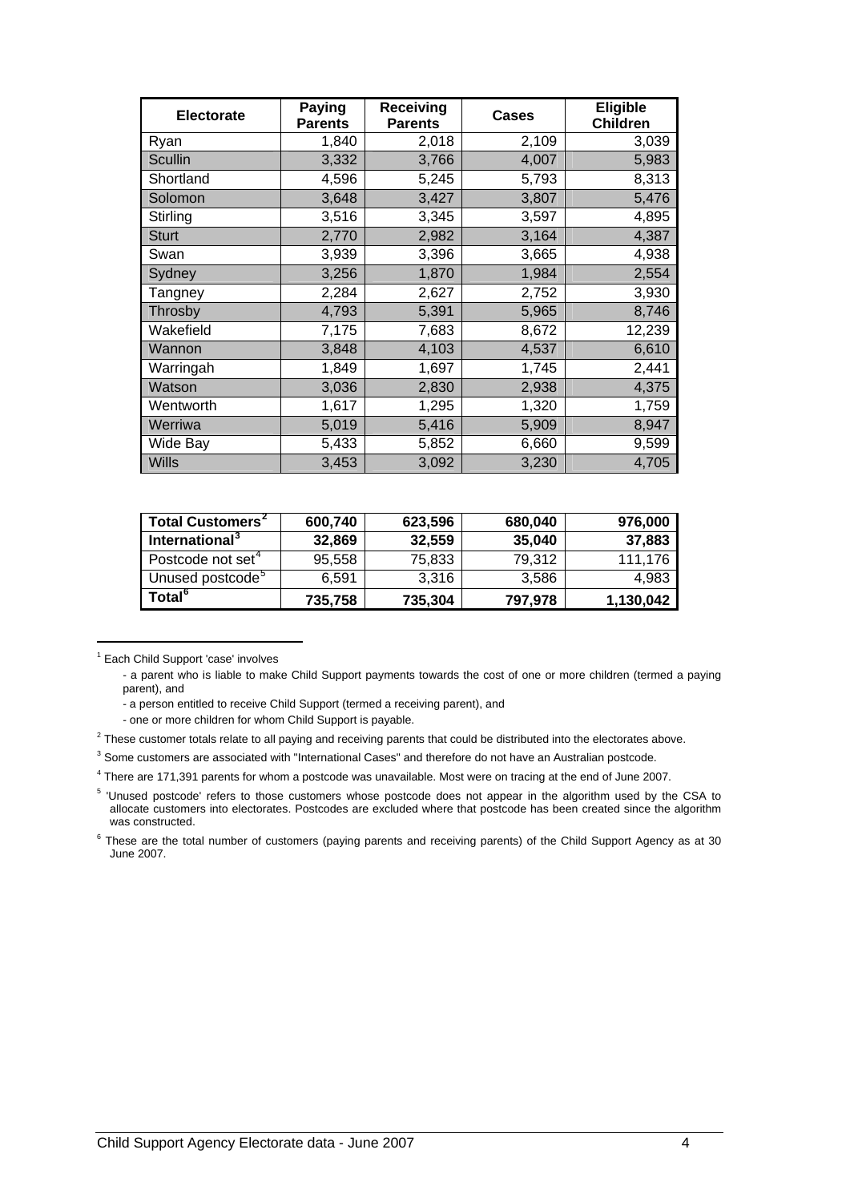| Electorate | Paying Parents | Receiving Parents | Cases | Eligible Children |
|---|---|---|---|---|
| Ryan | 1,840 | 2,018 | 2,109 | 3,039 |
| Scullin | 3,332 | 3,766 | 4,007 | 5,983 |
| Shortland | 4,596 | 5,245 | 5,793 | 8,313 |
| Solomon | 3,648 | 3,427 | 3,807 | 5,476 |
| Stirling | 3,516 | 3,345 | 3,597 | 4,895 |
| Sturt | 2,770 | 2,982 | 3,164 | 4,387 |
| Swan | 3,939 | 3,396 | 3,665 | 4,938 |
| Sydney | 3,256 | 1,870 | 1,984 | 2,554 |
| Tangney | 2,284 | 2,627 | 2,752 | 3,930 |
| Throsby | 4,793 | 5,391 | 5,965 | 8,746 |
| Wakefield | 7,175 | 7,683 | 8,672 | 12,239 |
| Wannon | 3,848 | 4,103 | 4,537 | 6,610 |
| Warringah | 1,849 | 1,697 | 1,745 | 2,441 |
| Watson | 3,036 | 2,830 | 2,938 | 4,375 |
| Wentworth | 1,617 | 1,295 | 1,320 | 1,759 |
| Werriwa | 5,019 | 5,416 | 5,909 | 8,947 |
| Wide Bay | 5,433 | 5,852 | 6,660 | 9,599 |
| Wills | 3,453 | 3,092 | 3,230 | 4,705 |

| | | | | |
|---|---|---|---|---|
| **Total Customers[2]** | **600,740** | **623,596** | **680,040** | **976,000** |
| **International[3]** | **32,869** | **32,559** | **35,040** | **37,883** |
| Postcode not set[4] | 95,558 | 75,833 | 79,312 | 111,176 |
| Unused postcode[5] | 6,591 | 3,316 | 3,586 | 4,983 |
| **Total[6]** | **735,758** | **735,304** | **797,978** | **1,130,042** |

[1] Each Child Support 'case' involves

- a parent who is liable to make Child Support payments towards the cost of one or more children (termed a paying parent), and
- a person entitled to receive Child Support (termed a receiving parent), and
- one or more children for whom Child Support is payable.

[2] These customer totals relate to all paying and receiving parents that could be distributed into the electorates above.

[3] Some customers are associated with "International Cases" and therefore do not have an Australian postcode.

[4] There are 171,391 parents for whom a postcode was unavailable. Most were on tracing at the end of June 2007.

[5] 'Unused postcode' refers to those customers whose postcode does not appear in the algorithm used by the CSA to allocate customers into electorates. Postcodes are excluded where that postcode has been created since the algorithm was constructed.

[6] These are the total number of customers (paying parents and receiving parents) of the Child Support Agency as at 30 June 2007.